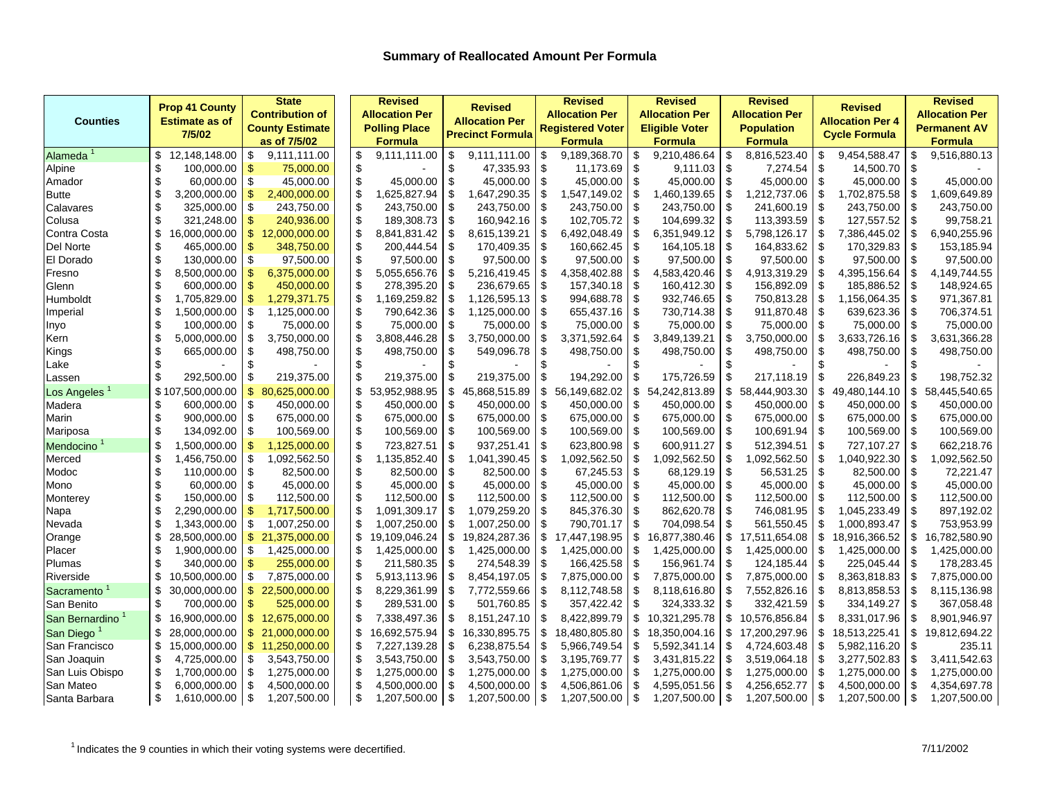# Summary of Reallocated Amount Per Formula

| Counties | Prop 41 County Estimate as of 7/5/02 | State Contribution of County Estimate as of 7/5/02 | Revised Allocation Per Polling Place Formula | Revised Allocation Per Precinct Formula | Revised Allocation Per Registered Voter Formula | Revised Allocation Per Eligible Voter Formula | Revised Allocation Per Population Formula | Revised Allocation Per 4 Cycle Formula | Revised Allocation Per Permanent AV Formula |
|---|---|---|---|---|---|---|---|---|---|
| Alameda [1] | $ 12,148,148.00 | $ 9,111,111.00 | $ 9,111,111.00 | $ 9,111,111.00 | $ 9,189,368.70 | $ 9,210,486.64 | $ 8,816,523.40 | $ 9,454,588.47 | $ 9,516,880.13 |
| Alpine | $ 100,000.00 | $ 75,000.00 | $ - | $ 47,335.93 | $ 11,173.69 | $ 9,111.03 | $ 7,274.54 | $ 14,500.70 | $ - |
| Amador | $ 60,000.00 | $ 45,000.00 | $ 45,000.00 | $ 45,000.00 | $ 45,000.00 | $ 45,000.00 | $ 45,000.00 | $ 45,000.00 | $ 45,000.00 |
| Butte | $ 3,200,000.00 | $ 2,400,000.00 | $ 1,625,827.94 | $ 1,647,290.35 | $ 1,547,149.02 | $ 1,460,139.65 | $ 1,212,737.06 | $ 1,702,875.58 | $ 1,609,649.89 |
| Calavares | $ 325,000.00 | $ 243,750.00 | $ 243,750.00 | $ 243,750.00 | $ 243,750.00 | $ 243,750.00 | $ 241,600.19 | $ 243,750.00 | $ 243,750.00 |
| Colusa | $ 321,248.00 | $ 240,936.00 | $ 189,308.73 | $ 160,942.16 | $ 102,705.72 | $ 104,699.32 | $ 113,393.59 | $ 127,557.52 | $ 99,758.21 |
| Contra Costa | $ 16,000,000.00 | $ 12,000,000.00 | $ 8,841,831.42 | $ 8,615,139.21 | $ 6,492,048.49 | $ 6,351,949.12 | $ 5,798,126.17 | $ 7,386,445.02 | $ 6,940,255.96 |
| Del Norte | $ 465,000.00 | $ 348,750.00 | $ 200,444.54 | $ 170,409.35 | $ 160,662.45 | $ 164,105.18 | $ 164,833.62 | $ 170,329.83 | $ 153,185.94 |
| El Dorado | $ 130,000.00 | $ 97,500.00 | $ 97,500.00 | $ 97,500.00 | $ 97,500.00 | $ 97,500.00 | $ 97,500.00 | $ 97,500.00 | $ 97,500.00 |
| Fresno | $ 8,500,000.00 | $ 6,375,000.00 | $ 5,055,656.76 | $ 5,216,419.45 | $ 4,358,402.88 | $ 4,583,420.46 | $ 4,913,319.29 | $ 4,395,156.64 | $ 4,149,744.55 |
| Glenn | $ 600,000.00 | $ 450,000.00 | $ 278,395.20 | $ 236,679.65 | $ 157,340.18 | $ 160,412.30 | $ 156,892.09 | $ 185,886.52 | $ 148,924.65 |
| Humboldt | $ 1,705,829.00 | $ 1,279,371.75 | $ 1,169,259.82 | $ 1,126,595.13 | $ 994,688.78 | $ 932,746.65 | $ 750,813.28 | $ 1,156,064.35 | $ 971,367.81 |
| Imperial | $ 1,500,000.00 | $ 1,125,000.00 | $ 790,642.36 | $ 1,125,000.00 | $ 655,437.16 | $ 730,714.38 | $ 911,870.48 | $ 639,623.36 | $ 706,374.51 |
| Inyo | $ 100,000.00 | $ 75,000.00 | $ 75,000.00 | $ 75,000.00 | $ 75,000.00 | $ 75,000.00 | $ 75,000.00 | $ 75,000.00 | $ 75,000.00 |
| Kern | $ 5,000,000.00 | $ 3,750,000.00 | $ 3,808,446.28 | $ 3,750,000.00 | $ 3,371,592.64 | $ 3,849,139.21 | $ 3,750,000.00 | $ 3,633,726.16 | $ 3,631,366.28 |
| Kings | $ 665,000.00 | $ 498,750.00 | $ 498,750.00 | $ 549,096.78 | $ 498,750.00 | $ 498,750.00 | $ 498,750.00 | $ 498,750.00 | $ 498,750.00 |
| Lake | $ - | $ - | $ - | $ - | $ - | $ - | $ - | $ - | $ - |
| Lassen | $ 292,500.00 | $ 219,375.00 | $ 219,375.00 | $ 219,375.00 | $ 194,292.00 | $ 175,726.59 | $ 217,118.19 | $ 226,849.23 | $ 198,752.32 |
| Los Angeles [1] | $ 107,500,000.00 | $ 80,625,000.00 | $ 53,952,988.95 | $ 45,868,515.89 | $ 56,149,682.02 | $ 54,242,813.89 | $ 58,444,903.30 | $ 49,480,144.10 | $ 58,445,540.65 |
| Madera | $ 600,000.00 | $ 450,000.00 | $ 450,000.00 | $ 450,000.00 | $ 450,000.00 | $ 450,000.00 | $ 450,000.00 | $ 450,000.00 | $ 450,000.00 |
| Marin | $ 900,000.00 | $ 675,000.00 | $ 675,000.00 | $ 675,000.00 | $ 675,000.00 | $ 675,000.00 | $ 675,000.00 | $ 675,000.00 | $ 675,000.00 |
| Mariposa | $ 134,092.00 | $ 100,569.00 | $ 100,569.00 | $ 100,569.00 | $ 100,569.00 | $ 100,569.00 | $ 100,691.94 | $ 100,569.00 | $ 100,569.00 |
| Mendocino [1] | $ 1,500,000.00 | $ 1,125,000.00 | $ 723,827.51 | $ 937,251.41 | $ 623,800.98 | $ 600,911.27 | $ 512,394.51 | $ 727,107.27 | $ 662,218.76 |
| Merced | $ 1,456,750.00 | $ 1,092,562.50 | $ 1,135,852.40 | $ 1,041,390.45 | $ 1,092,562.50 | $ 1,092,562.50 | $ 1,092,562.50 | $ 1,040,922.30 | $ 1,092,562.50 |
| Modoc | $ 110,000.00 | $ 82,500.00 | $ 82,500.00 | $ 82,500.00 | $ 67,245.53 | $ 68,129.19 | $ 56,531.25 | $ 82,500.00 | $ 72,221.47 |
| Mono | $ 60,000.00 | $ 45,000.00 | $ 45,000.00 | $ 45,000.00 | $ 45,000.00 | $ 45,000.00 | $ 45,000.00 | $ 45,000.00 | $ 45,000.00 |
| Monterey | $ 150,000.00 | $ 112,500.00 | $ 112,500.00 | $ 112,500.00 | $ 112,500.00 | $ 112,500.00 | $ 112,500.00 | $ 112,500.00 | $ 112,500.00 |
| Napa | $ 2,290,000.00 | $ 1,717,500.00 | $ 1,091,309.17 | $ 1,079,259.20 | $ 845,376.30 | $ 862,620.78 | $ 746,081.95 | $ 1,045,233.49 | $ 897,192.02 |
| Nevada | $ 1,343,000.00 | $ 1,007,250.00 | $ 1,007,250.00 | $ 1,007,250.00 | $ 790,701.17 | $ 704,098.54 | $ 561,550.45 | $ 1,000,893.47 | $ 753,953.99 |
| Orange | $ 28,500,000.00 | $ 21,375,000.00 | $ 19,109,046.24 | $ 19,824,287.36 | $ 17,447,198.95 | $ 16,877,380.46 | $ 17,511,654.08 | $ 18,916,366.52 | $ 16,782,580.90 |
| Placer | $ 1,900,000.00 | $ 1,425,000.00 | $ 1,425,000.00 | $ 1,425,000.00 | $ 1,425,000.00 | $ 1,425,000.00 | $ 1,425,000.00 | $ 1,425,000.00 | $ 1,425,000.00 |
| Plumas | $ 340,000.00 | $ 255,000.00 | $ 211,580.35 | $ 274,548.39 | $ 166,425.58 | $ 156,961.74 | $ 124,185.44 | $ 225,045.44 | $ 178,283.45 |
| Riverside | $ 10,500,000.00 | $ 7,875,000.00 | $ 5,913,113.96 | $ 8,454,197.05 | $ 7,875,000.00 | $ 7,875,000.00 | $ 7,875,000.00 | $ 8,363,818.83 | $ 7,875,000.00 |
| Sacramento [1] | $ 30,000,000.00 | $ 22,500,000.00 | $ 8,229,361.99 | $ 7,772,559.66 | $ 8,112,748.58 | $ 8,118,616.80 | $ 7,552,826.16 | $ 8,813,858.53 | $ 8,115,136.98 |
| San Benito | $ 700,000.00 | $ 525,000.00 | $ 289,531.00 | $ 501,760.85 | $ 357,422.42 | $ 324,333.32 | $ 332,421.59 | $ 334,149.27 | $ 367,058.48 |
| San Bernardino [1] | $ 16,900,000.00 | $ 12,675,000.00 | $ 7,338,497.36 | $ 8,151,247.10 | $ 8,422,899.79 | $ 10,321,295.78 | $ 10,576,856.84 | $ 8,331,017.96 | $ 8,901,946.97 |
| San Diego [1] | $ 28,000,000.00 | $ 21,000,000.00 | $ 16,692,575.94 | $ 16,330,895.75 | $ 18,480,805.80 | $ 18,350,004.16 | $ 17,200,297.96 | $ 18,513,225.41 | $ 19,812,694.22 |
| San Francisco | $ 15,000,000.00 | $ 11,250,000.00 | $ 7,227,139.28 | $ 6,238,875.54 | $ 5,966,749.54 | $ 5,592,341.14 | $ 4,724,603.48 | $ 5,982,116.20 | $ 235.11 |
| San Joaquin | $ 4,725,000.00 | $ 3,543,750.00 | $ 3,543,750.00 | $ 3,543,750.00 | $ 3,195,769.77 | $ 3,431,815.22 | $ 3,519,064.18 | $ 3,277,502.83 | $ 3,411,542.63 |
| San Luis Obispo | $ 1,700,000.00 | $ 1,275,000.00 | $ 1,275,000.00 | $ 1,275,000.00 | $ 1,275,000.00 | $ 1,275,000.00 | $ 1,275,000.00 | $ 1,275,000.00 | $ 1,275,000.00 |
| San Mateo | $ 6,000,000.00 | $ 4,500,000.00 | $ 4,500,000.00 | $ 4,500,000.00 | $ 4,506,861.06 | $ 4,595,051.56 | $ 4,256,652.77 | $ 4,500,000.00 | $ 4,354,697.78 |
| Santa Barbara | $ 1,610,000.00 | $ 1,207,500.00 | $ 1,207,500.00 | $ 1,207,500.00 | $ 1,207,500.00 | $ 1,207,500.00 | $ 1,207,500.00 | $ 1,207,500.00 | $ 1,207,500.00 |

[1] Indicates the 9 counties in which their voting systems were decertified.

7/11/2002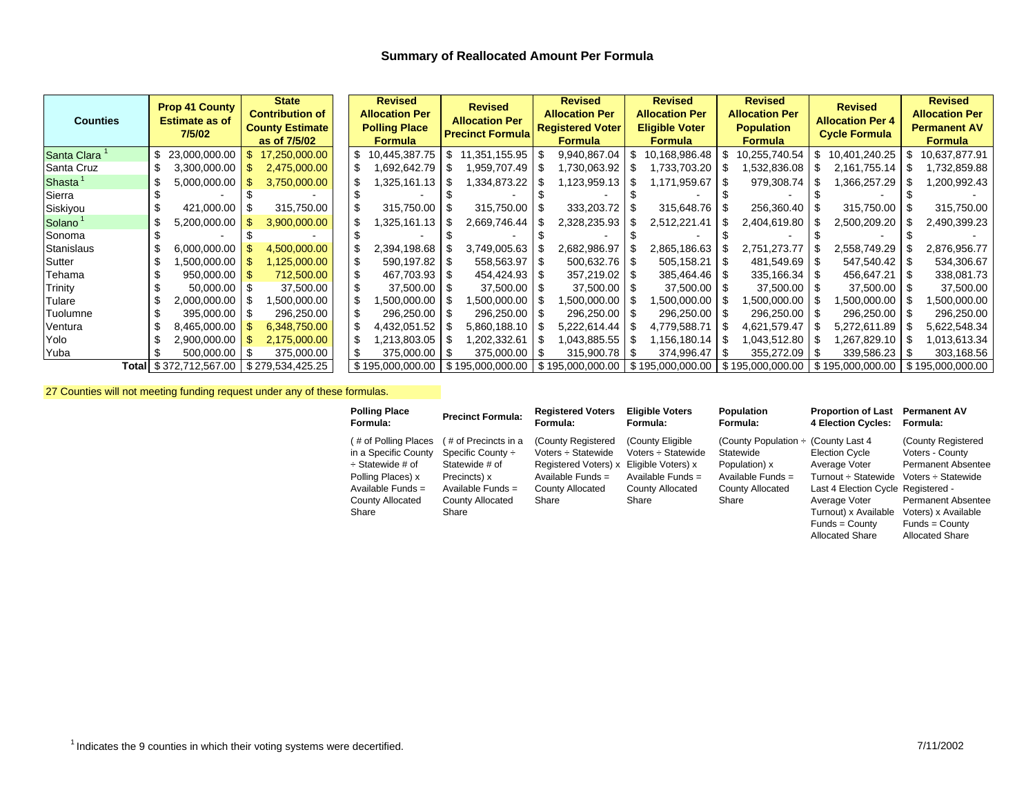## Summary of Reallocated Amount Per Formula

| Counties | Prop 41 County Estimate as of 7/5/02 | State Contribution of County Estimate as of 7/5/02 | Revised Allocation Per Polling Place Formula | Revised Allocation Per Precinct Formula | Revised Allocation Per Registered Voter Formula | Revised Allocation Per Eligible Voter Formula | Revised Allocation Per Population Formula | Revised Allocation Per 4 Cycle Formula | Revised Allocation Per Permanent AV Formula |
|---|---|---|---|---|---|---|---|---|---|
| Santa Clara [1] | $ 23,000,000.00 | $ 17,250,000.00 | $ 10,445,387.75 | $ 11,351,155.95 | $ 9,940,867.04 | $ 10,168,986.48 | $ 10,255,740.54 | $ 10,401,240.25 | $ 10,637,877.91 |
| Santa Cruz | $ 3,300,000.00 | $ 2,475,000.00 | $ 1,692,642.79 | $ 1,959,707.49 | $ 1,730,063.92 | $ 1,733,703.20 | $ 1,532,836.08 | $ 2,161,755.14 | $ 1,732,859.88 |
| Shasta [1] | $ 5,000,000.00 | $ 3,750,000.00 | $ 1,325,161.13 | $ 1,334,873.22 | $ 1,123,959.13 | $ 1,171,959.67 | $ 979,308.74 | $ 1,366,257.29 | $ 1,200,992.43 |
| Sierra | $ - | $ - | $ - | $ - | $ - | $ - | $ - | $ - | $ - |
| Siskiyou | $ 421,000.00 | $ 315,750.00 | $ 315,750.00 | $ 315,750.00 | $ 333,203.72 | $ 315,648.76 | $ 256,360.40 | $ 315,750.00 | $ 315,750.00 |
| Solano [1] | $ 5,200,000.00 | $ 3,900,000.00 | $ 1,325,161.13 | $ 2,669,746.44 | $ 2,328,235.93 | $ 2,512,221.41 | $ 2,404,619.80 | $ 2,500,209.20 | $ 2,490,399.23 |
| Sonoma | $ - | $ - | $ - | $ - | $ - | $ - | $ - | $ - | $ - |
| Stanislaus | $ 6,000,000.00 | $ 4,500,000.00 | $ 2,394,198.68 | $ 3,749,005.63 | $ 2,682,986.97 | $ 2,865,186.63 | $ 2,751,273.77 | $ 2,558,749.29 | $ 2,876,956.77 |
| Sutter | $ 1,500,000.00 | $ 1,125,000.00 | $ 590,197.82 | $ 558,563.97 | $ 500,632.76 | $ 505,158.21 | $ 481,549.69 | $ 547,540.42 | $ 534,306.67 |
| Tehama | $ 950,000.00 | $ 712,500.00 | $ 467,703.93 | $ 454,424.93 | $ 357,219.02 | $ 385,464.46 | $ 335,166.34 | $ 456,647.21 | $ 338,081.73 |
| Trinity | $ 50,000.00 | $ 37,500.00 | $ 37,500.00 | $ 37,500.00 | $ 37,500.00 | $ 37,500.00 | $ 37,500.00 | $ 37,500.00 | $ 37,500.00 |
| Tulare | $ 2,000,000.00 | $ 1,500,000.00 | $ 1,500,000.00 | $ 1,500,000.00 | $ 1,500,000.00 | $ 1,500,000.00 | $ 1,500,000.00 | $ 1,500,000.00 | $ 1,500,000.00 |
| Tuolumne | $ 395,000.00 | $ 296,250.00 | $ 296,250.00 | $ 296,250.00 | $ 296,250.00 | $ 296,250.00 | $ 296,250.00 | $ 296,250.00 | $ 296,250.00 |
| Ventura | $ 8,465,000.00 | $ 6,348,750.00 | $ 4,432,051.52 | $ 5,860,188.10 | $ 5,222,614.44 | $ 4,779,588.71 | $ 4,621,579.47 | $ 5,272,611.89 | $ 5,622,548.34 |
| Yolo | $ 2,900,000.00 | $ 2,175,000.00 | $ 1,213,803.05 | $ 1,202,332.61 | $ 1,043,885.55 | $ 1,156,180.14 | $ 1,043,512.80 | $ 1,267,829.10 | $ 1,013,613.34 |
| Yuba | $ 500,000.00 | $ 375,000.00 | $ 375,000.00 | $ 375,000.00 | $ 315,900.78 | $ 374,996.47 | $ 355,272.09 | $ 339,586.23 | $ 303,168.56 |
| **Total** | $ 372,712,567.00 | $ 279,534,425.25 | $ 195,000,000.00 | $ 195,000,000.00 | $ 195,000,000.00 | $ 195,000,000.00 | $ 195,000,000.00 | $ 195,000,000.00 | $ 195,000,000.00 |

27 Counties will not meeting funding request under any of these formulas.

**Polling Place Formula:** ( # of Polling Places in a Specific County ÷ Statewide # of Polling Places) x Available Funds = County Allocated Share

**Precinct Formula:** ( # of Precincts in a Specific County ÷ Statewide # of Precincts) x Available Funds = County Allocated Share

**Registered Voters Formula:** (County Registered Voters ÷ Statewide Registered Voters) x Available Funds = County Allocated Share

**Eligible Voters Formula:** (County Eligible Voters ÷ Statewide Eligible Voters) x Available Funds = County Allocated Share

**Population Formula:** (County Population ÷ Statewide Population) x Available Funds = County Allocated Share

**Proportion of Last 4 Election Cycles:** (County Last 4 Election Cycle Average Voter Turnout ÷ Statewide Last 4 Election Cycle Average Voter Turnout) x Available Funds = County Allocated Share

**Permanent AV Formula:** (County Registered Voters - County Permanent Absentee Voters ÷ Statewide Registered - Permanent Absentee Voters) x Available Funds = County Allocated Share

[1] Indicates the 9 counties in which their voting systems were decertified.

7/11/2002